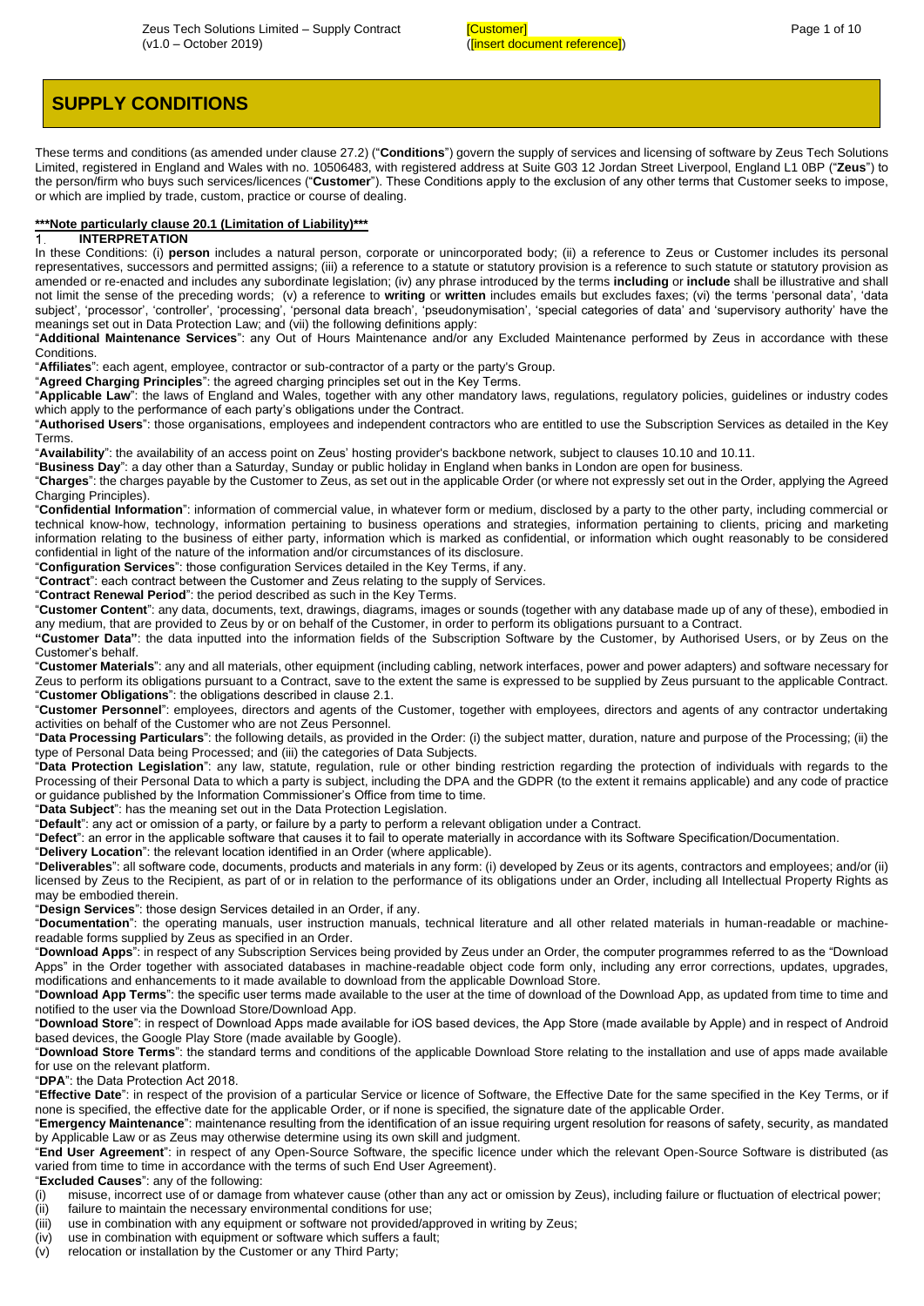# SUPPLY CONDITIONS

These terms and conditions (as amended under clause 27.2) ("**Conditions**") govern the supply of services and licensing of software by Zeus Tech Solutions Limited, registered in England and Wales with no. 10506483, with registered address at Suite G03 12 Jordan Street Liverpool, England L1 0BP ("**Zeus**") to the person/firm who buys such services/licences ("**Customer**"). These Conditions apply to the exclusion of any other terms that Customer seeks to impose, or which are implied by trade, custom, practice or course of dealing.

**\*\*\*Note particularly clause 20.1 (Limitation of Liability)\*\*\***

## 1. INTERPRETATION

In these Conditions: (i) **person** includes a natural person, corporate or unincorporated body; (ii) a reference to Zeus or Customer includes its personal representatives, successors and permitted assigns; (iii) a reference to a statute or statutory provision is a reference to such statute or statutory provision as amended or re-enacted and includes any subordinate legislation; (iv) any phrase introduced by the terms **including** or **include** shall be illustrative and shall not limit the sense of the preceding words; (v) a reference to **writing** or **written** includes emails but excludes faxes; (vi) the terms 'personal data', 'data subject', 'processor', 'controller', 'processing', 'personal data breach', 'pseudonymisation', 'special categories of data' and 'supervisory authority' have the meanings set out in Data Protection Law; and (vii) the following definitions apply:

"**Additional Maintenance Services**": any Out of Hours Maintenance and/or any Excluded Maintenance performed by Zeus in accordance with these Conditions.

"**Affiliates**": each agent, employee, contractor or sub-contractor of a party or the party's Group.

"**Agreed Charging Principles**": the agreed charging principles set out in the Key Terms.

"**Applicable Law**": the laws of England and Wales, together with any other mandatory laws, regulations, regulatory policies, guidelines or industry codes which apply to the performance of each party's obligations under the Contract.

"**Authorised Users**": those organisations, employees and independent contractors who are entitled to use the Subscription Services as detailed in the Key Terms.

"**Availability**": the availability of an access point on Zeus' hosting provider's backbone network, subject to clauses 10.10 and 10.11.

"**Business Day**": a day other than a Saturday, Sunday or public holiday in England when banks in London are open for business.

"**Charges**": the charges payable by the Customer to Zeus, as set out in the applicable Order (or where not expressly set out in the Order, applying the Agreed Charging Principles).

"**Confidential Information**": information of commercial value, in whatever form or medium, disclosed by a party to the other party, including commercial or technical know-how, technology, information pertaining to business operations and strategies, information pertaining to clients, pricing and marketing information relating to the business of either party, information which is marked as confidential, or information which ought reasonably to be considered confidential in light of the nature of the information and/or circumstances of its disclosure.

"**Configuration Services**": those configuration Services detailed in the Key Terms, if any.

"**Contract**": each contract between the Customer and Zeus relating to the supply of Services.

"**Contract Renewal Period**": the period described as such in the Key Terms.

"**Customer Content**": any data, documents, text, drawings, diagrams, images or sounds (together with any database made up of any of these), embodied in any medium, that are provided to Zeus by or on behalf of the Customer, in order to perform its obligations pursuant to a Contract.

"**Customer Data**": the data inputted into the information fields of the Subscription Software by the Customer, by Authorised Users, or by Zeus on the Customer's behalf.

"**Customer Materials**": any and all materials, other equipment (including cabling, network interfaces, power and power adapters) and software necessary for Zeus to perform its obligations pursuant to a Contract, save to the extent the same is expressed to be supplied by Zeus pursuant to the applicable Contract.

"**Customer Obligations**": the obligations described in clause 2.1.

"**Customer Personnel**": employees, directors and agents of the Customer, together with employees, directors and agents of any contractor undertaking activities on behalf of the Customer who are not Zeus Personnel.

"**Data Processing Particulars**": the following details, as provided in the Order: (i) the subject matter, duration, nature and purpose of the Processing; (ii) the type of Personal Data being Processed; and (iii) the categories of Data Subjects.

"**Data Protection Legislation**": any law, statute, regulation, rule or other binding restriction regarding the protection of individuals with regards to the Processing of their Personal Data to which a party is subject, including the DPA and the GDPR (to the extent it remains applicable) and any code of practice or guidance published by the Information Commissioner's Office from time to time.

"**Data Subject**": has the meaning set out in the Data Protection Legislation.

"**Default**": any act or omission of a party, or failure by a party to perform a relevant obligation under a Contract.

"**Defect**": an error in the applicable software that causes it to fail to operate materially in accordance with its Software Specification/Documentation.

"**Delivery Location**": the relevant location identified in an Order (where applicable).

"**Deliverables**": all software code, documents, products and materials in any form: (i) developed by Zeus or its agents, contractors and employees; and/or (ii) licensed by Zeus to the Recipient, as part of or in relation to the performance of its obligations under an Order, including all Intellectual Property Rights as may be embodied therein.

"**Design Services**": those design Services detailed in an Order, if any.

"**Documentation**": the operating manuals, user instruction manuals, technical literature and all other related materials in human-readable or machine-readable forms supplied by Zeus as specified in an Order.

"**Download Apps**": in respect of any Subscription Services being provided by Zeus under an Order, the computer programmes referred to as the "Download Apps" in the Order together with associated databases in machine-readable object code form only, including any error corrections, updates, upgrades, modifications and enhancements to it made available to download from the applicable Download Store.

"**Download App Terms**": the specific user terms made available to the user at the time of download of the Download App, as updated from time to time and notified to the user via the Download Store/Download App.

"**Download Store**": in respect of Download Apps made available for iOS based devices, the App Store (made available by Apple) and in respect of Android based devices, the Google Play Store (made available by Google).

"**Download Store Terms**": the standard terms and conditions of the applicable Download Store relating to the installation and use of apps made available for use on the relevant platform.

"**DPA**": the Data Protection Act 2018.

"**Effective Date**": in respect of the provision of a particular Service or licence of Software, the Effective Date for the same specified in the Key Terms, or if none is specified, the effective date for the applicable Order, or if none is specified, the signature date of the applicable Order.

"**Emergency Maintenance**": maintenance resulting from the identification of an issue requiring urgent resolution for reasons of safety, security, as mandated by Applicable Law or as Zeus may otherwise determine using its own skill and judgment.

"**End User Agreement**": in respect of any Open-Source Software, the specific licence under which the relevant Open-Source Software is distributed (as varied from time to time in accordance with the terms of such End User Agreement).

"**Excluded Causes**": any of the following:

(i) misuse, incorrect use of or damage from whatever cause (other than any act or omission by Zeus), including failure or fluctuation of electrical power;

(ii) failure to maintain the necessary environmental conditions for use;

(iii) use in combination with any equipment or software not provided/approved in writing by Zeus;

(iv) use in combination with equipment or software which suffers a fault;

(v) relocation or installation by the Customer or any Third Party;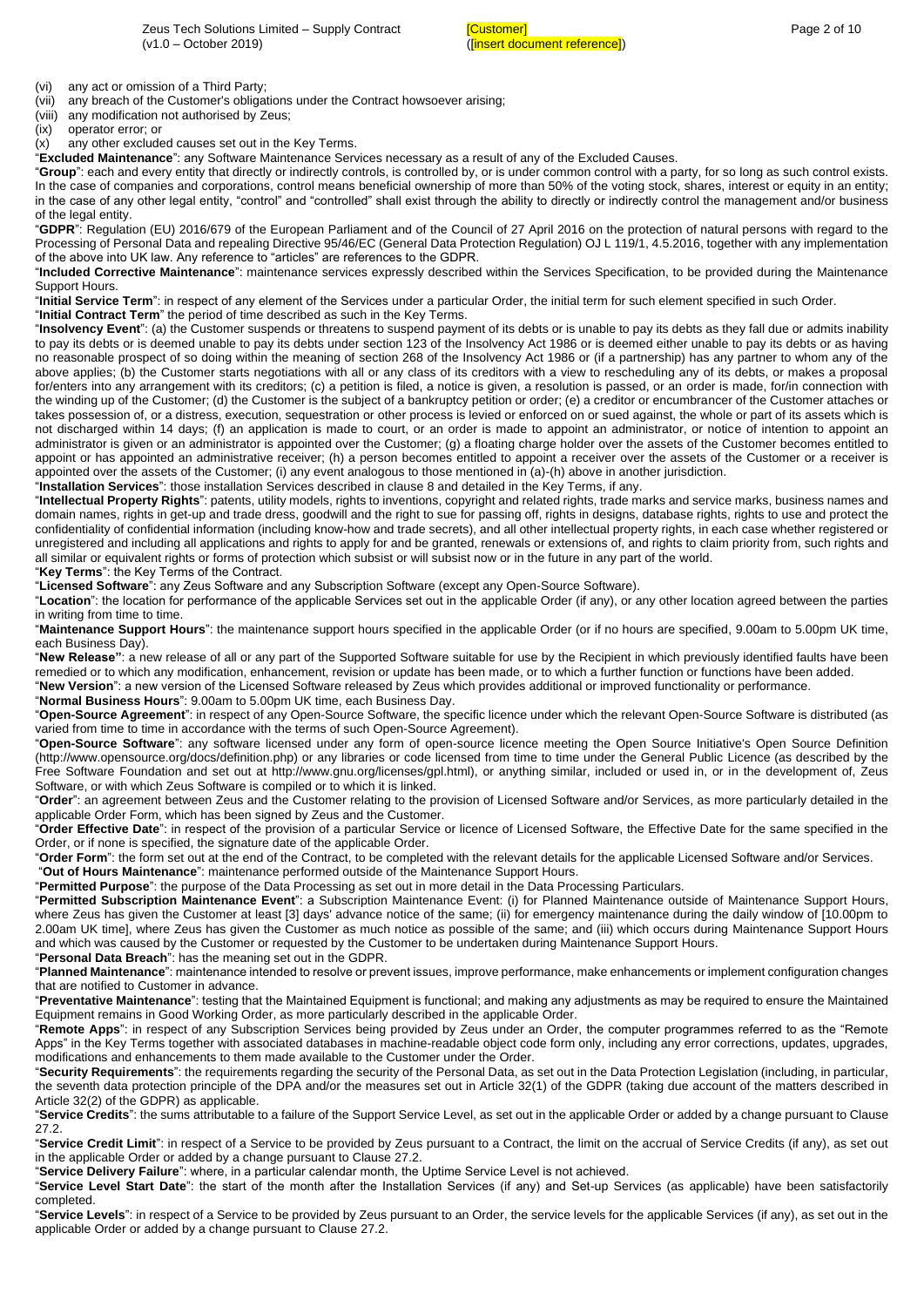(vi) any act or omission of a Third Party;
(vii) any breach of the Customer's obligations under the Contract howsoever arising;
(viii) any modification not authorised by Zeus;
(ix) operator error; or
(x) any other excluded causes set out in the Key Terms.

"**Excluded Maintenance**": any Software Maintenance Services necessary as a result of any of the Excluded Causes.

"**Group**": each and every entity that directly or indirectly controls, is controlled by, or is under common control with a party, for so long as such control exists. In the case of companies and corporations, control means beneficial ownership of more than 50% of the voting stock, shares, interest or equity in an entity; in the case of any other legal entity, "control" and "controlled" shall exist through the ability to directly or indirectly control the management and/or business of the legal entity.

"**GDPR**": Regulation (EU) 2016/679 of the European Parliament and of the Council of 27 April 2016 on the protection of natural persons with regard to the Processing of Personal Data and repealing Directive 95/46/EC (General Data Protection Regulation) OJ L 119/1, 4.5.2016, together with any implementation of the above into UK law. Any reference to "articles" are references to the GDPR.

"**Included Corrective Maintenance**": maintenance services expressly described within the Services Specification, to be provided during the Maintenance Support Hours.

"**Initial Service Term**": in respect of any element of the Services under a particular Order, the initial term for such element specified in such Order.

"**Initial Contract Term**" the period of time described as such in the Key Terms.

"**Insolvency Event**": (a) the Customer suspends or threatens to suspend payment of its debts or is unable to pay its debts as they fall due or admits inability to pay its debts or is deemed unable to pay its debts under section 123 of the Insolvency Act 1986 or is deemed either unable to pay its debts or as having no reasonable prospect of so doing within the meaning of section 268 of the Insolvency Act 1986 or (if a partnership) has any partner to whom any of the above applies; (b) the Customer starts negotiations with all or any class of its creditors with a view to rescheduling any of its debts, or makes a proposal for/enters into any arrangement with its creditors; (c) a petition is filed, a notice is given, a resolution is passed, or an order is made, for/in connection with the winding up of the Customer; (d) the Customer is the subject of a bankruptcy petition or order; (e) a creditor or encumbrancer of the Customer attaches or takes possession of, or a distress, execution, sequestration or other process is levied or enforced on or sued against, the whole or part of its assets which is not discharged within 14 days; (f) an application is made to court, or an order is made to appoint an administrator, or notice of intention to appoint an administrator is given or an administrator is appointed over the Customer; (g) a floating charge holder over the assets of the Customer becomes entitled to appoint or has appointed an administrative receiver; (h) a person becomes entitled to appoint a receiver over the assets of the Customer or a receiver is appointed over the assets of the Customer; (i) any event analogous to those mentioned in (a)-(h) above in another jurisdiction.

"**Installation Services**": those installation Services described in clause 8 and detailed in the Key Terms, if any.

"**Intellectual Property Rights**": patents, utility models, rights to inventions, copyright and related rights, trade marks and service marks, business names and domain names, rights in get-up and trade dress, goodwill and the right to sue for passing off, rights in designs, database rights, rights to use and protect the confidentiality of confidential information (including know-how and trade secrets), and all other intellectual property rights, in each case whether registered or unregistered and including all applications and rights to apply for and be granted, renewals or extensions of, and rights to claim priority from, such rights and all similar or equivalent rights or forms of protection which subsist or will subsist now or in the future in any part of the world.

"**Key Terms**": the Key Terms of the Contract.

"**Licensed Software**": any Zeus Software and any Subscription Software (except any Open-Source Software).

"**Location**": the location for performance of the applicable Services set out in the applicable Order (if any), or any other location agreed between the parties in writing from time to time.

"**Maintenance Support Hours**": the maintenance support hours specified in the applicable Order (or if no hours are specified, 9.00am to 5.00pm UK time, each Business Day).

"**New Release"**: a new release of all or any part of the Supported Software suitable for use by the Recipient in which previously identified faults have been remedied or to which any modification, enhancement, revision or update has been made, or to which a further function or functions have been added.

"**New Version**": a new version of the Licensed Software released by Zeus which provides additional or improved functionality or performance.

"**Normal Business Hours**": 9.00am to 5.00pm UK time, each Business Day.

"**Open-Source Agreement**": in respect of any Open-Source Software, the specific licence under which the relevant Open-Source Software is distributed (as varied from time to time in accordance with the terms of such Open-Source Agreement).

"**Open-Source Software**": any software licensed under any form of open-source licence meeting the Open Source Initiative's Open Source Definition (http://www.opensource.org/docs/definition.php) or any libraries or code licensed from time to time under the General Public Licence (as described by the Free Software Foundation and set out at http://www.gnu.org/licenses/gpl.html), or anything similar, included or used in, or in the development of, Zeus Software, or with which Zeus Software is compiled or to which it is linked.

"**Order**": an agreement between Zeus and the Customer relating to the provision of Licensed Software and/or Services, as more particularly detailed in the applicable Order Form, which has been signed by Zeus and the Customer.

"**Order Effective Date**": in respect of the provision of a particular Service or licence of Licensed Software, the Effective Date for the same specified in the Order, or if none is specified, the signature date of the applicable Order.

"**Order Form**": the form set out at the end of the Contract, to be completed with the relevant details for the applicable Licensed Software and/or Services.

"**Out of Hours Maintenance**": maintenance performed outside of the Maintenance Support Hours.

"**Permitted Purpose**": the purpose of the Data Processing as set out in more detail in the Data Processing Particulars.

"**Permitted Subscription Maintenance Event**": a Subscription Maintenance Event: (i) for Planned Maintenance outside of Maintenance Support Hours, where Zeus has given the Customer at least [3] days' advance notice of the same; (ii) for emergency maintenance during the daily window of [10.00pm to 2.00am UK time], where Zeus has given the Customer as much notice as possible of the same; and (iii) which occurs during Maintenance Support Hours and which was caused by the Customer or requested by the Customer to be undertaken during Maintenance Support Hours.

"**Personal Data Breach**": has the meaning set out in the GDPR.

"**Planned Maintenance**": maintenance intended to resolve or prevent issues, improve performance, make enhancements or implement configuration changes that are notified to Customer in advance.

"**Preventative Maintenance**": testing that the Maintained Equipment is functional; and making any adjustments as may be required to ensure the Maintained Equipment remains in Good Working Order, as more particularly described in the applicable Order.

"**Remote Apps**": in respect of any Subscription Services being provided by Zeus under an Order, the computer programmes referred to as the "Remote Apps" in the Key Terms together with associated databases in machine-readable object code form only, including any error corrections, updates, upgrades, modifications and enhancements to them made available to the Customer under the Order.

"**Security Requirements**": the requirements regarding the security of the Personal Data, as set out in the Data Protection Legislation (including, in particular, the seventh data protection principle of the DPA and/or the measures set out in Article 32(1) of the GDPR (taking due account of the matters described in Article 32(2) of the GDPR) as applicable.

"**Service Credits**": the sums attributable to a failure of the Support Service Level, as set out in the applicable Order or added by a change pursuant to Clause 27.2.

"**Service Credit Limit**": in respect of a Service to be provided by Zeus pursuant to a Contract, the limit on the accrual of Service Credits (if any), as set out in the applicable Order or added by a change pursuant to Clause 27.2.

"**Service Delivery Failure**": where, in a particular calendar month, the Uptime Service Level is not achieved.

"**Service Level Start Date**": the start of the month after the Installation Services (if any) and Set-up Services (as applicable) have been satisfactorily completed.

"**Service Levels**": in respect of a Service to be provided by Zeus pursuant to an Order, the service levels for the applicable Services (if any), as set out in the applicable Order or added by a change pursuant to Clause 27.2.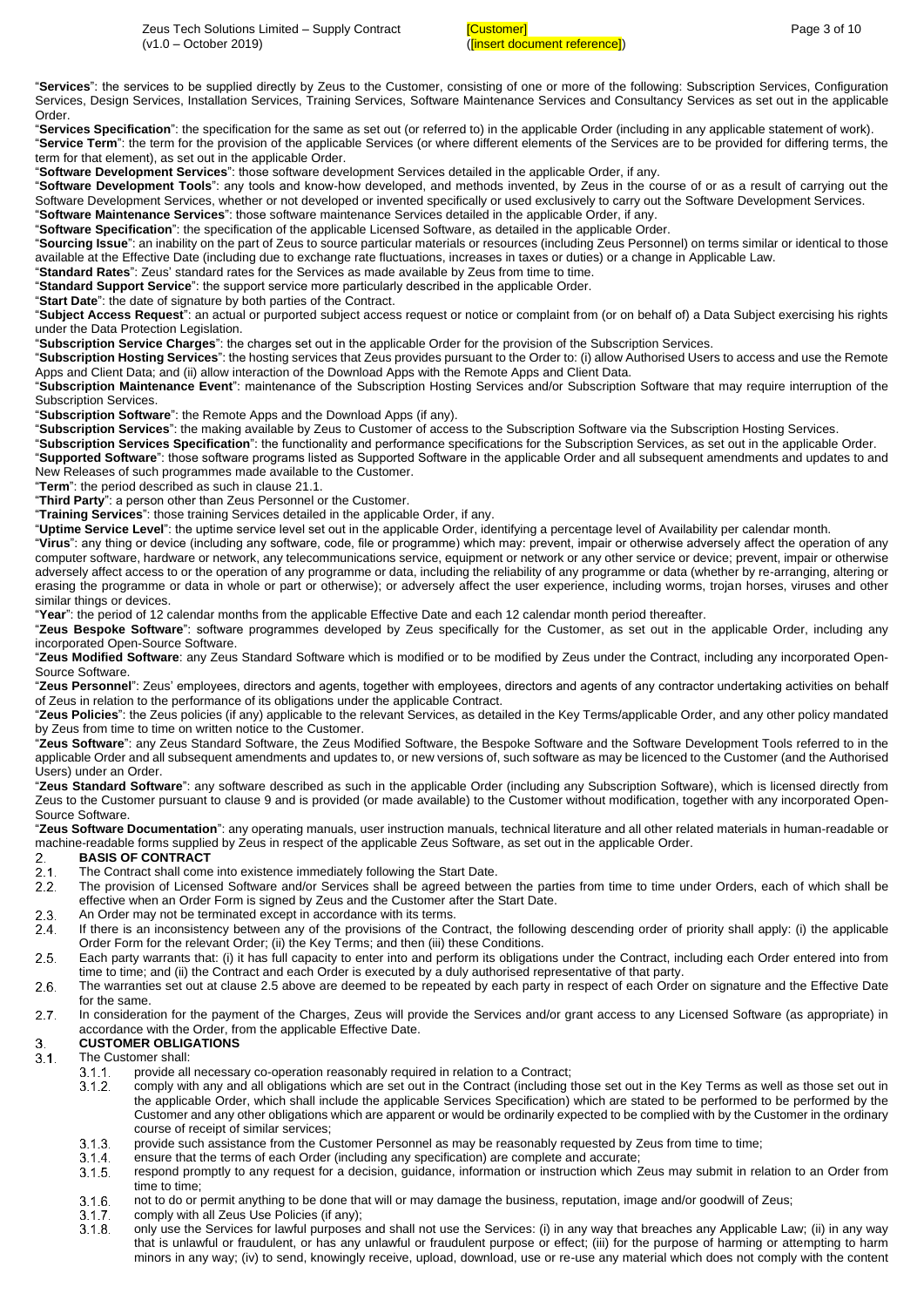"**Services**": the services to be supplied directly by Zeus to the Customer, consisting of one or more of the following: Subscription Services, Configuration Services, Design Services, Installation Services, Training Services, Software Maintenance Services and Consultancy Services as set out in the applicable Order.

"**Services Specification**": the specification for the same as set out (or referred to) in the applicable Order (including in any applicable statement of work).

"**Service Term**": the term for the provision of the applicable Services (or where different elements of the Services are to be provided for differing terms, the term for that element), as set out in the applicable Order.

"**Software Development Services**": those software development Services detailed in the applicable Order, if any.

"**Software Development Tools**": any tools and know-how developed, and methods invented, by Zeus in the course of or as a result of carrying out the Software Development Services, whether or not developed or invented specifically or used exclusively to carry out the Software Development Services.

"**Software Maintenance Services**": those software maintenance Services detailed in the applicable Order, if any.

"**Software Specification**": the specification of the applicable Licensed Software, as detailed in the applicable Order.

"**Sourcing Issue**": an inability on the part of Zeus to source particular materials or resources (including Zeus Personnel) on terms similar or identical to those available at the Effective Date (including due to exchange rate fluctuations, increases in taxes or duties) or a change in Applicable Law.

"**Standard Rates**": Zeus' standard rates for the Services as made available by Zeus from time to time.

"**Standard Support Service**": the support service more particularly described in the applicable Order.

"**Start Date**": the date of signature by both parties of the Contract.

"**Subject Access Request**": an actual or purported subject access request or notice or complaint from (or on behalf of) a Data Subject exercising his rights under the Data Protection Legislation.

"**Subscription Service Charges**": the charges set out in the applicable Order for the provision of the Subscription Services.

"**Subscription Hosting Services**": the hosting services that Zeus provides pursuant to the Order to: (i) allow Authorised Users to access and use the Remote Apps and Client Data; and (ii) allow interaction of the Download Apps with the Remote Apps and Client Data.

"**Subscription Maintenance Event**": maintenance of the Subscription Hosting Services and/or Subscription Software that may require interruption of the Subscription Services.

"**Subscription Software**": the Remote Apps and the Download Apps (if any).

"**Subscription Services**": the making available by Zeus to Customer of access to the Subscription Software via the Subscription Hosting Services.

"**Subscription Services Specification**": the functionality and performance specifications for the Subscription Services, as set out in the applicable Order.

"**Supported Software**": those software programs listed as Supported Software in the applicable Order and all subsequent amendments and updates to and New Releases of such programmes made available to the Customer.

"**Term**": the period described as such in clause 21.1.

"**Third Party**": a person other than Zeus Personnel or the Customer.

"**Training Services**": those training Services detailed in the applicable Order, if any.

"**Uptime Service Level**": the uptime service level set out in the applicable Order, identifying a percentage level of Availability per calendar month.

"**Virus**": any thing or device (including any software, code, file or programme) which may: prevent, impair or otherwise adversely affect the operation of any computer software, hardware or network, any telecommunications service, equipment or network or any other service or device; prevent, impair or otherwise adversely affect access to or the operation of any programme or data, including the reliability of any programme or data (whether by re-arranging, altering or erasing the programme or data in whole or part or otherwise); or adversely affect the user experience, including worms, trojan horses, viruses and other similar things or devices.

"**Year**": the period of 12 calendar months from the applicable Effective Date and each 12 calendar month period thereafter.

"**Zeus Bespoke Software**": software programmes developed by Zeus specifically for the Customer, as set out in the applicable Order, including any incorporated Open-Source Software.

"**Zeus Modified Software**: any Zeus Standard Software which is modified or to be modified by Zeus under the Contract, including any incorporated Open-Source Software.

"**Zeus Personnel**": Zeus' employees, directors and agents, together with employees, directors and agents of any contractor undertaking activities on behalf of Zeus in relation to the performance of its obligations under the applicable Contract.

"**Zeus Policies**": the Zeus policies (if any) applicable to the relevant Services, as detailed in the Key Terms/applicable Order, and any other policy mandated by Zeus from time to time on written notice to the Customer.

"**Zeus Software**": any Zeus Standard Software, the Zeus Modified Software, the Bespoke Software and the Software Development Tools referred to in the applicable Order and all subsequent amendments and updates to, or new versions of, such software as may be licenced to the Customer (and the Authorised Users) under an Order.

"**Zeus Standard Software**": any software described as such in the applicable Order (including any Subscription Software), which is licensed directly from Zeus to the Customer pursuant to clause 9 and is provided (or made available) to the Customer without modification, together with any incorporated Open-Source Software.

"**Zeus Software Documentation**": any operating manuals, user instruction manuals, technical literature and all other related materials in human-readable or machine-readable forms supplied by Zeus in respect of the applicable Zeus Software, as set out in the applicable Order.

## 2. BASIS OF CONTRACT

2.1. The Contract shall come into existence immediately following the Start Date.

2.2. The provision of Licensed Software and/or Services shall be agreed between the parties from time to time under Orders, each of which shall be effective when an Order Form is signed by Zeus and the Customer after the Start Date.

2.3. An Order may not be terminated except in accordance with its terms.

2.4. If there is an inconsistency between any of the provisions of the Contract, the following descending order of priority shall apply: (i) the applicable Order Form for the relevant Order; (ii) the Key Terms; and then (iii) these Conditions.

2.5. Each party warrants that: (i) it has full capacity to enter into and perform its obligations under the Contract, including each Order entered into from time to time; and (ii) the Contract and each Order is executed by a duly authorised representative of that party.

2.6. The warranties set out at clause 2.5 above are deemed to be repeated by each party in respect of each Order on signature and the Effective Date for the same.

2.7. In consideration for the payment of the Charges, Zeus will provide the Services and/or grant access to any Licensed Software (as appropriate) in accordance with the Order, from the applicable Effective Date.

## 3. CUSTOMER OBLIGATIONS

3.1. The Customer shall:

3.1.1. provide all necessary co-operation reasonably required in relation to a Contract;

3.1.2. comply with any and all obligations which are set out in the Contract (including those set out in the Key Terms as well as those set out in the applicable Order, which shall include the applicable Services Specification) which are stated to be performed to be performed by the Customer and any other obligations which are apparent or would be ordinarily expected to be complied with by the Customer in the ordinary course of receipt of similar services;

3.1.3. provide such assistance from the Customer Personnel as may be reasonably requested by Zeus from time to time;

3.1.4. ensure that the terms of each Order (including any specification) are complete and accurate;

3.1.5. respond promptly to any request for a decision, guidance, information or instruction which Zeus may submit in relation to an Order from time to time;

3.1.6. not to do or permit anything to be done that will or may damage the business, reputation, image and/or goodwill of Zeus;

3.1.7. comply with all Zeus Use Policies (if any);

3.1.8. only use the Services for lawful purposes and shall not use the Services: (i) in any way that breaches any Applicable Law; (ii) in any way that is unlawful or fraudulent, or has any unlawful or fraudulent purpose or effect; (iii) for the purpose of harming or attempting to harm minors in any way; (iv) to send, knowingly receive, upload, download, use or re-use any material which does not comply with the content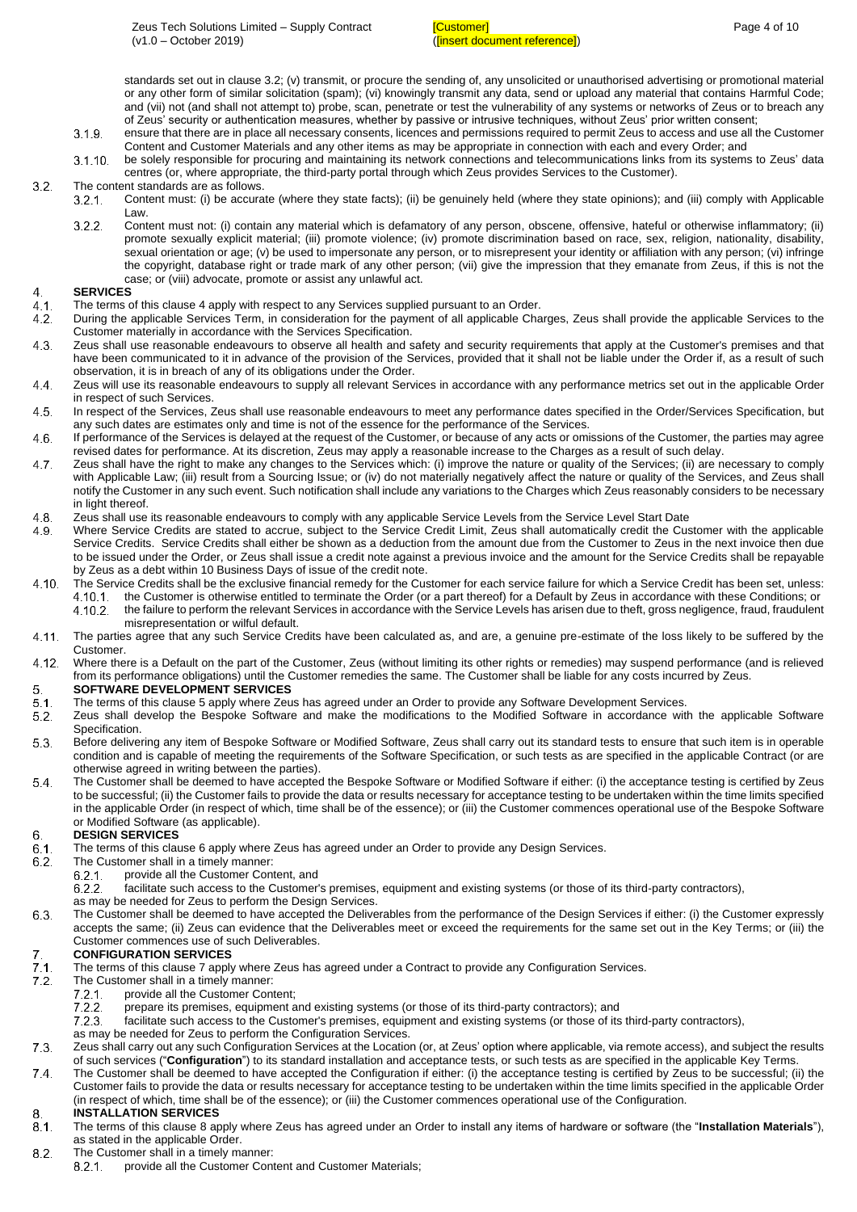standards set out in clause 3.2; (v) transmit, or procure the sending of, any unsolicited or unauthorised advertising or promotional material or any other form of similar solicitation (spam); (vi) knowingly transmit any data, send or upload any material that contains Harmful Code; and (vii) not (and shall not attempt to) probe, scan, penetrate or test the vulnerability of any systems or networks of Zeus or to breach any of Zeus' security or authentication measures, whether by passive or intrusive techniques, without Zeus' prior written consent;

3.1.9. ensure that there are in place all necessary consents, licences and permissions required to permit Zeus to access and use all the Customer Content and Customer Materials and any other items as may be appropriate in connection with each and every Order; and

3.1.10. be solely responsible for procuring and maintaining its network connections and telecommunications links from its systems to Zeus' data centres (or, where appropriate, the third-party portal through which Zeus provides Services to the Customer).

3.2. The content standards are as follows.

3.2.1. Content must: (i) be accurate (where they state facts); (ii) be genuinely held (where they state opinions); and (iii) comply with Applicable Law.

3.2.2. Content must not: (i) contain any material which is defamatory of any person, obscene, offensive, hateful or otherwise inflammatory; (ii) promote sexually explicit material; (iii) promote violence; (iv) promote discrimination based on race, sex, religion, nationality, disability, sexual orientation or age; (v) be used to impersonate any person, or to misrepresent your identity or affiliation with any person; (vi) infringe the copyright, database right or trade mark of any other person; (vii) give the impression that they emanate from Zeus, if this is not the case; or (viii) advocate, promote or assist any unlawful act.

## 4. SERVICES

4.1. The terms of this clause 4 apply with respect to any Services supplied pursuant to an Order.

4.2. During the applicable Services Term, in consideration for the payment of all applicable Charges, Zeus shall provide the applicable Services to the Customer materially in accordance with the Services Specification.

4.3. Zeus shall use reasonable endeavours to observe all health and safety and security requirements that apply at the Customer's premises and that have been communicated to it in advance of the provision of the Services, provided that it shall not be liable under the Order if, as a result of such observation, it is in breach of any of its obligations under the Order.

4.4. Zeus will use its reasonable endeavours to supply all relevant Services in accordance with any performance metrics set out in the applicable Order in respect of such Services.

4.5. In respect of the Services, Zeus shall use reasonable endeavours to meet any performance dates specified in the Order/Services Specification, but any such dates are estimates only and time is not of the essence for the performance of the Services.

4.6. If performance of the Services is delayed at the request of the Customer, or because of any acts or omissions of the Customer, the parties may agree revised dates for performance. At its discretion, Zeus may apply a reasonable increase to the Charges as a result of such delay.

4.7. Zeus shall have the right to make any changes to the Services which: (i) improve the nature or quality of the Services; (ii) are necessary to comply with Applicable Law; (iii) result from a Sourcing Issue; or (iv) do not materially negatively affect the nature or quality of the Services, and Zeus shall notify the Customer in any such event. Such notification shall include any variations to the Charges which Zeus reasonably considers to be necessary in light thereof.

4.8. Zeus shall use its reasonable endeavours to comply with any applicable Service Levels from the Service Level Start Date

4.9. Where Service Credits are stated to accrue, subject to the Service Credit Limit, Zeus shall automatically credit the Customer with the applicable Service Credits. Service Credits shall either be shown as a deduction from the amount due from the Customer to Zeus in the next invoice then due to be issued under the Order, or Zeus shall issue a credit note against a previous invoice and the amount for the Service Credits shall be repayable by Zeus as a debt within 10 Business Days of issue of the credit note.

4.10. The Service Credits shall be the exclusive financial remedy for the Customer for each service failure for which a Service Credit has been set, unless:

4.10.1. the Customer is otherwise entitled to terminate the Order (or a part thereof) for a Default by Zeus in accordance with these Conditions; or

4.10.2. the failure to perform the relevant Services in accordance with the Service Levels has arisen due to theft, gross negligence, fraud, fraudulent misrepresentation or wilful default.

4.11. The parties agree that any such Service Credits have been calculated as, and are, a genuine pre-estimate of the loss likely to be suffered by the Customer.

4.12. Where there is a Default on the part of the Customer, Zeus (without limiting its other rights or remedies) may suspend performance (and is relieved from its performance obligations) until the Customer remedies the same. The Customer shall be liable for any costs incurred by Zeus.

## 5. SOFTWARE DEVELOPMENT SERVICES

5.1. The terms of this clause 5 apply where Zeus has agreed under an Order to provide any Software Development Services.

5.2. Zeus shall develop the Bespoke Software and make the modifications to the Modified Software in accordance with the applicable Software Specification.

5.3. Before delivering any item of Bespoke Software or Modified Software, Zeus shall carry out its standard tests to ensure that such item is in operable condition and is capable of meeting the requirements of the Software Specification, or such tests as are specified in the applicable Contract (or are otherwise agreed in writing between the parties).

5.4. The Customer shall be deemed to have accepted the Bespoke Software or Modified Software if either: (i) the acceptance testing is certified by Zeus to be successful; (ii) the Customer fails to provide the data or results necessary for acceptance testing to be undertaken within the time limits specified in the applicable Order (in respect of which, time shall be of the essence); or (iii) the Customer commences operational use of the Bespoke Software or Modified Software (as applicable).

## 6. DESIGN SERVICES

6.1. The terms of this clause 6 apply where Zeus has agreed under an Order to provide any Design Services.

6.2. The Customer shall in a timely manner:

6.2.1. provide all the Customer Content, and

6.2.2. facilitate such access to the Customer's premises, equipment and existing systems (or those of its third-party contractors),

as may be needed for Zeus to perform the Design Services.

6.3. The Customer shall be deemed to have accepted the Deliverables from the performance of the Design Services if either: (i) the Customer expressly accepts the same; (ii) Zeus can evidence that the Deliverables meet or exceed the requirements for the same set out in the Key Terms; or (iii) the Customer commences use of such Deliverables.

## 7. CONFIGURATION SERVICES

7.1. The terms of this clause 7 apply where Zeus has agreed under a Contract to provide any Configuration Services.

7.2. The Customer shall in a timely manner:

7.2.1. provide all the Customer Content;

7.2.2. prepare its premises, equipment and existing systems (or those of its third-party contractors); and

7.2.3. facilitate such access to the Customer's premises, equipment and existing systems (or those of its third-party contractors),

as may be needed for Zeus to perform the Configuration Services.

7.3. Zeus shall carry out any such Configuration Services at the Location (or, at Zeus' option where applicable, via remote access), and subject the results of such services ("**Configuration**") to its standard installation and acceptance tests, or such tests as are specified in the applicable Key Terms.

7.4. The Customer shall be deemed to have accepted the Configuration if either: (i) the acceptance testing is certified by Zeus to be successful; (ii) the Customer fails to provide the data or results necessary for acceptance testing to be undertaken within the time limits specified in the applicable Order (in respect of which, time shall be of the essence); or (iii) the Customer commences operational use of the Configuration.

## 8. INSTALLATION SERVICES

8.1. The terms of this clause 8 apply where Zeus has agreed under an Order to install any items of hardware or software (the "**Installation Materials**"), as stated in the applicable Order.

8.2. The Customer shall in a timely manner:

8.2.1. provide all the Customer Content and Customer Materials;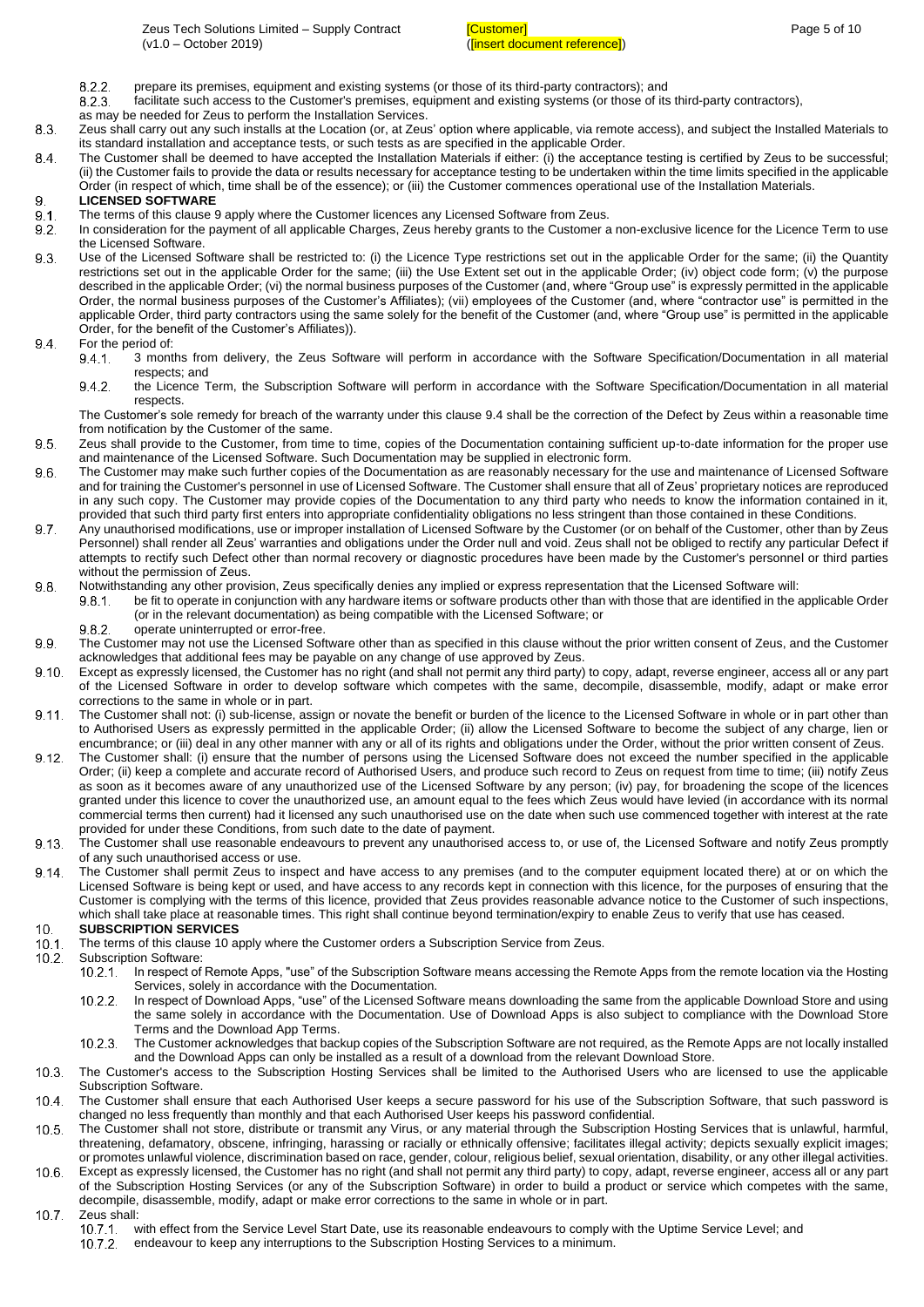8.2.2. prepare its premises, equipment and existing systems (or those of its third-party contractors); and

8.2.3. facilitate such access to the Customer's premises, equipment and existing systems (or those of its third-party contractors),

as may be needed for Zeus to perform the Installation Services.

8.3. Zeus shall carry out any such installs at the Location (or, at Zeus' option where applicable, via remote access), and subject the Installed Materials to its standard installation and acceptance tests, or such tests as are specified in the applicable Order.

8.4. The Customer shall be deemed to have accepted the Installation Materials if either: (i) the acceptance testing is certified by Zeus to be successful; (ii) the Customer fails to provide the data or results necessary for acceptance testing to be undertaken within the time limits specified in the applicable Order (in respect of which, time shall be of the essence); or (iii) the Customer commences operational use of the Installation Materials.

## 9. LICENSED SOFTWARE

9.1. The terms of this clause 9 apply where the Customer licences any Licensed Software from Zeus.

9.2. In consideration for the payment of all applicable Charges, Zeus hereby grants to the Customer a non-exclusive licence for the Licence Term to use the Licensed Software.

9.3. Use of the Licensed Software shall be restricted to: (i) the Licence Type restrictions set out in the applicable Order for the same; (ii) the Quantity restrictions set out in the applicable Order for the same; (iii) the Use Extent set out in the applicable Order; (iv) object code form; (v) the purpose described in the applicable Order; (vi) the normal business purposes of the Customer (and, where "Group use" is expressly permitted in the applicable Order, the normal business purposes of the Customer's Affiliates); (vii) employees of the Customer (and, where "contractor use" is permitted in the applicable Order, third party contractors using the same solely for the benefit of the Customer (and, where "Group use" is permitted in the applicable Order, for the benefit of the Customer's Affiliates)).

9.4. For the period of:

9.4.1. 3 months from delivery, the Zeus Software will perform in accordance with the Software Specification/Documentation in all material respects; and

9.4.2. the Licence Term, the Subscription Software will perform in accordance with the Software Specification/Documentation in all material respects.

The Customer's sole remedy for breach of the warranty under this clause 9.4 shall be the correction of the Defect by Zeus within a reasonable time from notification by the Customer of the same.

9.5. Zeus shall provide to the Customer, from time to time, copies of the Documentation containing sufficient up-to-date information for the proper use and maintenance of the Licensed Software. Such Documentation may be supplied in electronic form.

9.6. The Customer may make such further copies of the Documentation as are reasonably necessary for the use and maintenance of Licensed Software and for training the Customer's personnel in use of Licensed Software. The Customer shall ensure that all of Zeus' proprietary notices are reproduced in any such copy. The Customer may provide copies of the Documentation to any third party who needs to know the information contained in it, provided that such third party first enters into appropriate confidentiality obligations no less stringent than those contained in these Conditions.

9.7. Any unauthorised modifications, use or improper installation of Licensed Software by the Customer (or on behalf of the Customer, other than by Zeus Personnel) shall render all Zeus' warranties and obligations under the Order null and void. Zeus shall not be obliged to rectify any particular Defect if attempts to rectify such Defect other than normal recovery or diagnostic procedures have been made by the Customer's personnel or third parties without the permission of Zeus.

9.8. Notwithstanding any other provision, Zeus specifically denies any implied or express representation that the Licensed Software will:

9.8.1. be fit to operate in conjunction with any hardware items or software products other than with those that are identified in the applicable Order (or in the relevant documentation) as being compatible with the Licensed Software; or

9.8.2. operate uninterrupted or error-free.

9.9. The Customer may not use the Licensed Software other than as specified in this clause without the prior written consent of Zeus, and the Customer acknowledges that additional fees may be payable on any change of use approved by Zeus.

9.10. Except as expressly licensed, the Customer has no right (and shall not permit any third party) to copy, adapt, reverse engineer, access all or any part of the Licensed Software in order to develop software which competes with the same, decompile, disassemble, modify, adapt or make error corrections to the same in whole or in part.

9.11. The Customer shall not: (i) sub-license, assign or novate the benefit or burden of the licence to the Licensed Software in whole or in part other than to Authorised Users as expressly permitted in the applicable Order; (ii) allow the Licensed Software to become the subject of any charge, lien or encumbrance; or (iii) deal in any other manner with any or all of its rights and obligations under the Order, without the prior written consent of Zeus.

9.12. The Customer shall: (i) ensure that the number of persons using the Licensed Software does not exceed the number specified in the applicable Order; (ii) keep a complete and accurate record of Authorised Users, and produce such record to Zeus on request from time to time; (iii) notify Zeus as soon as it becomes aware of any unauthorized use of the Licensed Software by any person; (iv) pay, for broadening the scope of the licences granted under this licence to cover the unauthorized use, an amount equal to the fees which Zeus would have levied (in accordance with its normal commercial terms then current) had it licensed any such unauthorised use on the date when such use commenced together with interest at the rate provided for under these Conditions, from such date to the date of payment.

9.13. The Customer shall use reasonable endeavours to prevent any unauthorised access to, or use of, the Licensed Software and notify Zeus promptly of any such unauthorised access or use.

9.14. The Customer shall permit Zeus to inspect and have access to any premises (and to the computer equipment located there) at or on which the Licensed Software is being kept or used, and have access to any records kept in connection with this licence, for the purposes of ensuring that the Customer is complying with the terms of this licence, provided that Zeus provides reasonable advance notice to the Customer of such inspections, which shall take place at reasonable times. This right shall continue beyond termination/expiry to enable Zeus to verify that use has ceased.

## 10. SUBSCRIPTION SERVICES

10.1. The terms of this clause 10 apply where the Customer orders a Subscription Service from Zeus.

10.2. Subscription Software:

10.2.1. In respect of Remote Apps, "use" of the Subscription Software means accessing the Remote Apps from the remote location via the Hosting Services, solely in accordance with the Documentation.

10.2.2. In respect of Download Apps, "use" of the Licensed Software means downloading the same from the applicable Download Store and using the same solely in accordance with the Documentation. Use of Download Apps is also subject to compliance with the Download Store Terms and the Download App Terms.

10.2.3. The Customer acknowledges that backup copies of the Subscription Software are not required, as the Remote Apps are not locally installed and the Download Apps can only be installed as a result of a download from the relevant Download Store.

10.3. The Customer's access to the Subscription Hosting Services shall be limited to the Authorised Users who are licensed to use the applicable Subscription Software.

10.4. The Customer shall ensure that each Authorised User keeps a secure password for his use of the Subscription Software, that such password is changed no less frequently than monthly and that each Authorised User keeps his password confidential.

10.5. The Customer shall not store, distribute or transmit any Virus, or any material through the Subscription Hosting Services that is unlawful, harmful, threatening, defamatory, obscene, infringing, harassing or racially or ethnically offensive; facilitates illegal activity; depicts sexually explicit images; or promotes unlawful violence, discrimination based on race, gender, colour, religious belief, sexual orientation, disability, or any other illegal activities.

10.6. Except as expressly licensed, the Customer has no right (and shall not permit any third party) to copy, adapt, reverse engineer, access all or any part of the Subscription Hosting Services (or any of the Subscription Software) in order to build a product or service which competes with the same, decompile, disassemble, modify, adapt or make error corrections to the same in whole or in part.

10.7. Zeus shall:

10.7.1. with effect from the Service Level Start Date, use its reasonable endeavours to comply with the Uptime Service Level; and

10.7.2. endeavour to keep any interruptions to the Subscription Hosting Services to a minimum.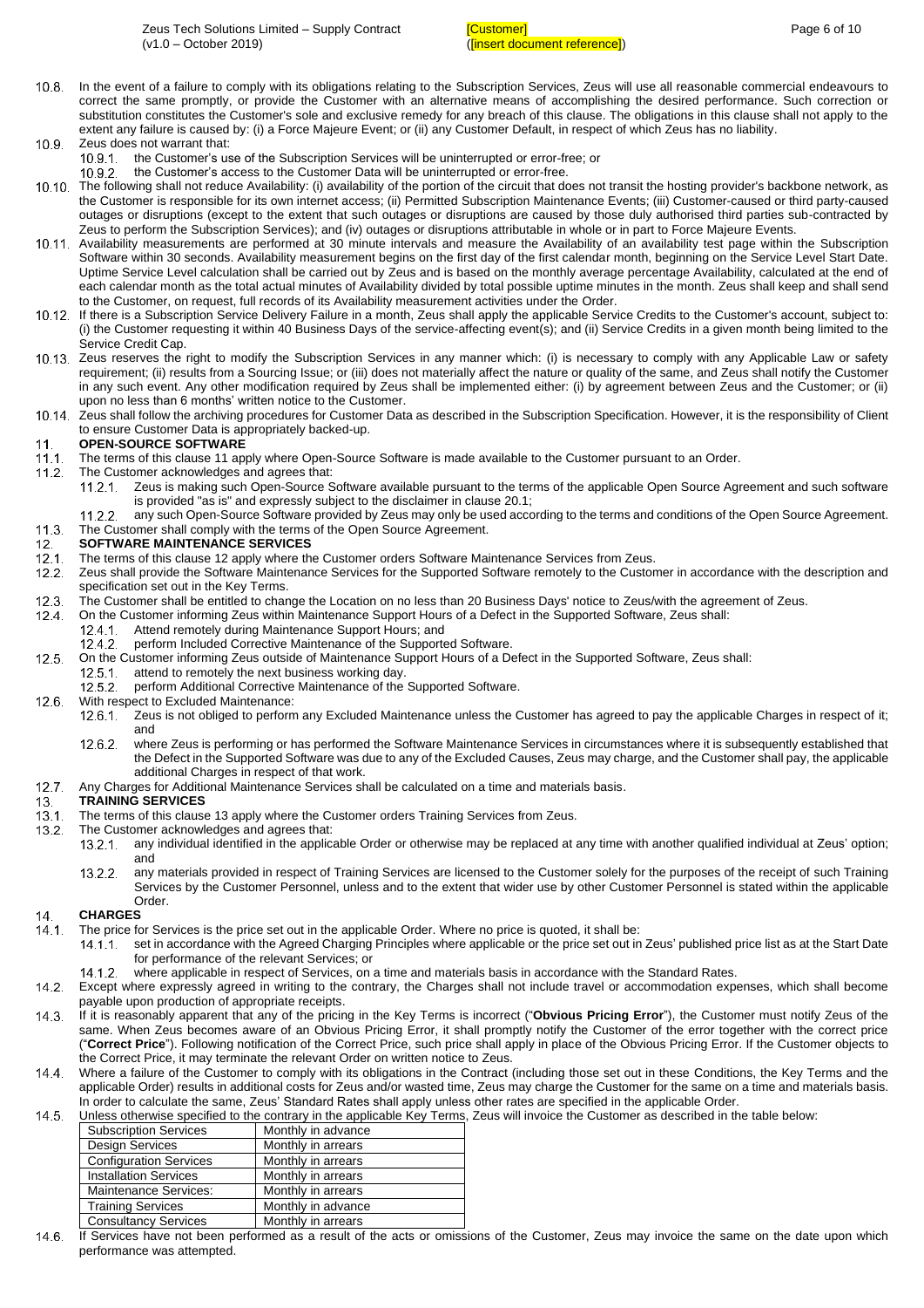10.8. In the event of a failure to comply with its obligations relating to the Subscription Services, Zeus will use all reasonable commercial endeavours to correct the same promptly, or provide the Customer with an alternative means of accomplishing the desired performance. Such correction or substitution constitutes the Customer's sole and exclusive remedy for any breach of this clause. The obligations in this clause shall not apply to the extent any failure is caused by: (i) a Force Majeure Event; or (ii) any Customer Default, in respect of which Zeus has no liability.

10.9. Zeus does not warrant that:

10.9.1. the Customer's use of the Subscription Services will be uninterrupted or error-free; or

10.9.2. the Customer's access to the Customer Data will be uninterrupted or error-free.

10.10. The following shall not reduce Availability: (i) availability of the portion of the circuit that does not transit the hosting provider's backbone network, as the Customer is responsible for its own internet access; (ii) Permitted Subscription Maintenance Events; (iii) Customer-caused or third party-caused outages or disruptions (except to the extent that such outages or disruptions are caused by those duly authorised third parties sub-contracted by Zeus to perform the Subscription Services); and (iv) outages or disruptions attributable in whole or in part to Force Majeure Events.

10.11. Availability measurements are performed at 30 minute intervals and measure the Availability of an availability test page within the Subscription Software within 30 seconds. Availability measurement begins on the first day of the first calendar month, beginning on the Service Level Start Date. Uptime Service Level calculation shall be carried out by Zeus and is based on the monthly average percentage Availability, calculated at the end of each calendar month as the total actual minutes of Availability divided by total possible uptime minutes in the month. Zeus shall keep and shall send to the Customer, on request, full records of its Availability measurement activities under the Order.

10.12. If there is a Subscription Service Delivery Failure in a month, Zeus shall apply the applicable Service Credits to the Customer's account, subject to: (i) the Customer requesting it within 40 Business Days of the service-affecting event(s); and (ii) Service Credits in a given month being limited to the Service Credit Cap.

10.13. Zeus reserves the right to modify the Subscription Services in any manner which: (i) is necessary to comply with any Applicable Law or safety requirement; (ii) results from a Sourcing Issue; or (iii) does not materially affect the nature or quality of the same, and Zeus shall notify the Customer in any such event. Any other modification required by Zeus shall be implemented either: (i) by agreement between Zeus and the Customer; or (ii) upon no less than 6 months' written notice to the Customer.

10.14. Zeus shall follow the archiving procedures for Customer Data as described in the Subscription Specification. However, it is the responsibility of Client to ensure Customer Data is appropriately backed-up.

## 11. OPEN-SOURCE SOFTWARE

11.1. The terms of this clause 11 apply where Open-Source Software is made available to the Customer pursuant to an Order.

11.2. The Customer acknowledges and agrees that:

11.2.1. Zeus is making such Open-Source Software available pursuant to the terms of the applicable Open Source Agreement and such software is provided "as is" and expressly subject to the disclaimer in clause 20.1;

11.2.2. any such Open-Source Software provided by Zeus may only be used according to the terms and conditions of the Open Source Agreement.

11.3. The Customer shall comply with the terms of the Open Source Agreement.

## 12. SOFTWARE MAINTENANCE SERVICES

12.1. The terms of this clause 12 apply where the Customer orders Software Maintenance Services from Zeus.

12.2. Zeus shall provide the Software Maintenance Services for the Supported Software remotely to the Customer in accordance with the description and specification set out in the Key Terms.

12.3. The Customer shall be entitled to change the Location on no less than 20 Business Days' notice to Zeus/with the agreement of Zeus.

12.4. On the Customer informing Zeus within Maintenance Support Hours of a Defect in the Supported Software, Zeus shall:

12.4.1. Attend remotely during Maintenance Support Hours; and

12.4.2. perform Included Corrective Maintenance of the Supported Software.

12.5. On the Customer informing Zeus outside of Maintenance Support Hours of a Defect in the Supported Software, Zeus shall:

12.5.1. attend to remotely the next business working day.

12.5.2. perform Additional Corrective Maintenance of the Supported Software.

12.6. With respect to Excluded Maintenance:

12.6.1. Zeus is not obliged to perform any Excluded Maintenance unless the Customer has agreed to pay the applicable Charges in respect of it; and

12.6.2. where Zeus is performing or has performed the Software Maintenance Services in circumstances where it is subsequently established that the Defect in the Supported Software was due to any of the Excluded Causes, Zeus may charge, and the Customer shall pay, the applicable additional Charges in respect of that work.

12.7. Any Charges for Additional Maintenance Services shall be calculated on a time and materials basis.

## 13. TRAINING SERVICES

13.1. The terms of this clause 13 apply where the Customer orders Training Services from Zeus.

13.2. The Customer acknowledges and agrees that:

13.2.1. any individual identified in the applicable Order or otherwise may be replaced at any time with another qualified individual at Zeus' option; and

13.2.2. any materials provided in respect of Training Services are licensed to the Customer solely for the purposes of the receipt of such Training Services by the Customer Personnel, unless and to the extent that wider use by other Customer Personnel is stated within the applicable Order.

## 14. CHARGES

14.1. The price for Services is the price set out in the applicable Order. Where no price is quoted, it shall be:

14.1.1. set in accordance with the Agreed Charging Principles where applicable or the price set out in Zeus' published price list as at the Start Date for performance of the relevant Services; or

14.1.2. where applicable in respect of Services, on a time and materials basis in accordance with the Standard Rates.

14.2. Except where expressly agreed in writing to the contrary, the Charges shall not include travel or accommodation expenses, which shall become payable upon production of appropriate receipts.

14.3. If it is reasonably apparent that any of the pricing in the Key Terms is incorrect ("**Obvious Pricing Error**"), the Customer must notify Zeus of the same. When Zeus becomes aware of an Obvious Pricing Error, it shall promptly notify the Customer of the error together with the correct price ("**Correct Price**"). Following notification of the Correct Price, such price shall apply in place of the Obvious Pricing Error. If the Customer objects to the Correct Price, it may terminate the relevant Order on written notice to Zeus.

14.4. Where a failure of the Customer to comply with its obligations in the Contract (including those set out in these Conditions, the Key Terms and the applicable Order) results in additional costs for Zeus and/or wasted time, Zeus may charge the Customer for the same on a time and materials basis. In order to calculate the same, Zeus' Standard Rates shall apply unless other rates are specified in the applicable Order.

14.5. Unless otherwise specified to the contrary in the applicable Key Terms, Zeus will invoice the Customer as described in the table below:

| Subscription Services | Monthly in advance |
|---|---|
| Design Services | Monthly in arrears |
| Configuration Services | Monthly in arrears |
| Installation Services | Monthly in arrears |
| Maintenance Services: | Monthly in arrears |
| Training Services | Monthly in advance |
| Consultancy Services | Monthly in arrears |

14.6. If Services have not been performed as a result of the acts or omissions of the Customer, Zeus may invoice the same on the date upon which performance was attempted.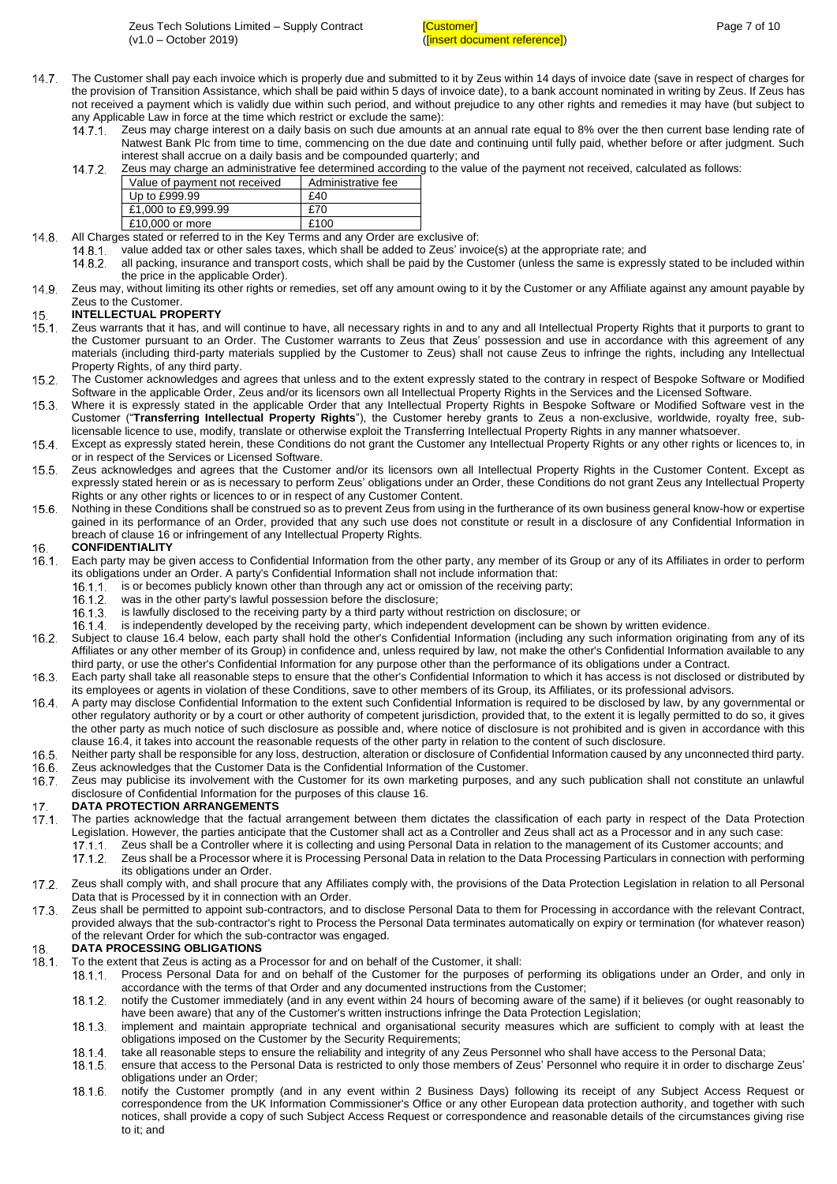14.7. The Customer shall pay each invoice which is properly due and submitted to it by Zeus within 14 days of invoice date (save in respect of charges for the provision of Transition Assistance, which shall be paid within 5 days of invoice date), to a bank account nominated in writing by Zeus. If Zeus has not received a payment which is validly due within such period, and without prejudice to any other rights and remedies it may have (but subject to any Applicable Law in force at the time which restrict or exclude the same):

14.7.1. Zeus may charge interest on a daily basis on such due amounts at an annual rate equal to 8% over the then current base lending rate of Natwest Bank Plc from time to time, commencing on the due date and continuing until fully paid, whether before or after judgment. Such interest shall accrue on a daily basis and be compounded quarterly; and

14.7.2. Zeus may charge an administrative fee determined according to the value of the payment not received, calculated as follows:

| Value of payment not received | Administrative fee |
|---|---|
| Up to £999.99 | £40 |
| £1,000 to £9,999.99 | £70 |
| £10,000 or more | £100 |

14.8. All Charges stated or referred to in the Key Terms and any Order are exclusive of:

14.8.1. value added tax or other sales taxes, which shall be added to Zeus' invoice(s) at the appropriate rate; and

14.8.2. all packing, insurance and transport costs, which shall be paid by the Customer (unless the same is expressly stated to be included within the price in the applicable Order).

14.9. Zeus may, without limiting its other rights or remedies, set off any amount owing to it by the Customer or any Affiliate against any amount payable by Zeus to the Customer.

## 15. INTELLECTUAL PROPERTY

15.1. Zeus warrants that it has, and will continue to have, all necessary rights in and to any and all Intellectual Property Rights that it purports to grant to the Customer pursuant to an Order. The Customer warrants to Zeus that Zeus' possession and use in accordance with this agreement of any materials (including third-party materials supplied by the Customer to Zeus) shall not cause Zeus to infringe the rights, including any Intellectual Property Rights, of any third party.

15.2. The Customer acknowledges and agrees that unless and to the extent expressly stated to the contrary in respect of Bespoke Software or Modified Software in the applicable Order, Zeus and/or its licensors own all Intellectual Property Rights in the Services and the Licensed Software.

15.3. Where it is expressly stated in the applicable Order that any Intellectual Property Rights in Bespoke Software or Modified Software vest in the Customer ("**Transferring Intellectual Property Rights**"), the Customer hereby grants to Zeus a non-exclusive, worldwide, royalty free, sub-licensable licence to use, modify, translate or otherwise exploit the Transferring Intellectual Property Rights in any manner whatsoever.

15.4. Except as expressly stated herein, these Conditions do not grant the Customer any Intellectual Property Rights or any other rights or licences to, in or in respect of the Services or Licensed Software.

15.5. Zeus acknowledges and agrees that the Customer and/or its licensors own all Intellectual Property Rights in the Customer Content. Except as expressly stated herein or as is necessary to perform Zeus' obligations under an Order, these Conditions do not grant Zeus any Intellectual Property Rights or any other rights or licences to or in respect of any Customer Content.

15.6. Nothing in these Conditions shall be construed so as to prevent Zeus from using in the furtherance of its own business general know-how or expertise gained in its performance of an Order, provided that any such use does not constitute or result in a disclosure of any Confidential Information in breach of clause 16 or infringement of any Intellectual Property Rights.

## 16. CONFIDENTIALITY

16.1. Each party may be given access to Confidential Information from the other party, any member of its Group or any of its Affiliates in order to perform its obligations under an Order. A party's Confidential Information shall not include information that:

16.1.1. is or becomes publicly known other than through any act or omission of the receiving party;

16.1.2. was in the other party's lawful possession before the disclosure;

16.1.3. is lawfully disclosed to the receiving party by a third party without restriction on disclosure; or

16.1.4. is independently developed by the receiving party, which independent development can be shown by written evidence.

16.2. Subject to clause 16.4 below, each party shall hold the other's Confidential Information (including any such information originating from any of its Affiliates or any other member of its Group) in confidence and, unless required by law, not make the other's Confidential Information available to any third party, or use the other's Confidential Information for any purpose other than the performance of its obligations under a Contract.

16.3. Each party shall take all reasonable steps to ensure that the other's Confidential Information to which it has access is not disclosed or distributed by its employees or agents in violation of these Conditions, save to other members of its Group, its Affiliates, or its professional advisors.

16.4. A party may disclose Confidential Information to the extent such Confidential Information is required to be disclosed by law, by any governmental or other regulatory authority or by a court or other authority of competent jurisdiction, provided that, to the extent it is legally permitted to do so, it gives the other party as much notice of such disclosure as possible and, where notice of disclosure is not prohibited and is given in accordance with this clause 16.4, it takes into account the reasonable requests of the other party in relation to the content of such disclosure.

16.5. Neither party shall be responsible for any loss, destruction, alteration or disclosure of Confidential Information caused by any unconnected third party.

16.6. Zeus acknowledges that the Customer Data is the Confidential Information of the Customer.

16.7. Zeus may publicise its involvement with the Customer for its own marketing purposes, and any such publication shall not constitute an unlawful disclosure of Confidential Information for the purposes of this clause 16.

## 17. DATA PROTECTION ARRANGEMENTS

17.1. The parties acknowledge that the factual arrangement between them dictates the classification of each party in respect of the Data Protection Legislation. However, the parties anticipate that the Customer shall act as a Controller and Zeus shall act as a Processor and in any such case:

17.1.1. Zeus shall be a Controller where it is collecting and using Personal Data in relation to the management of its Customer accounts; and

17.1.2. Zeus shall be a Processor where it is Processing Personal Data in relation to the Data Processing Particulars in connection with performing its obligations under an Order.

17.2. Zeus shall comply with, and shall procure that any Affiliates comply with, the provisions of the Data Protection Legislation in relation to all Personal Data that is Processed by it in connection with an Order.

17.3. Zeus shall be permitted to appoint sub-contractors, and to disclose Personal Data to them for Processing in accordance with the relevant Contract, provided always that the sub-contractor's right to Process the Personal Data terminates automatically on expiry or termination (for whatever reason) of the relevant Order for which the sub-contractor was engaged.

## 18. DATA PROCESSING OBLIGATIONS

18.1. To the extent that Zeus is acting as a Processor for and on behalf of the Customer, it shall:

18.1.1. Process Personal Data for and on behalf of the Customer for the purposes of performing its obligations under an Order, and only in accordance with the terms of that Order and any documented instructions from the Customer;

18.1.2. notify the Customer immediately (and in any event within 24 hours of becoming aware of the same) if it believes (or ought reasonably to have been aware) that any of the Customer's written instructions infringe the Data Protection Legislation;

18.1.3. implement and maintain appropriate technical and organisational security measures which are sufficient to comply with at least the obligations imposed on the Customer by the Security Requirements;

18.1.4. take all reasonable steps to ensure the reliability and integrity of any Zeus Personnel who shall have access to the Personal Data;

18.1.5. ensure that access to the Personal Data is restricted to only those members of Zeus' Personnel who require it in order to discharge Zeus' obligations under an Order;

18.1.6. notify the Customer promptly (and in any event within 2 Business Days) following its receipt of any Subject Access Request or correspondence from the UK Information Commissioner's Office or any other European data protection authority, and together with such notices, shall provide a copy of such Subject Access Request or correspondence and reasonable details of the circumstances giving rise to it; and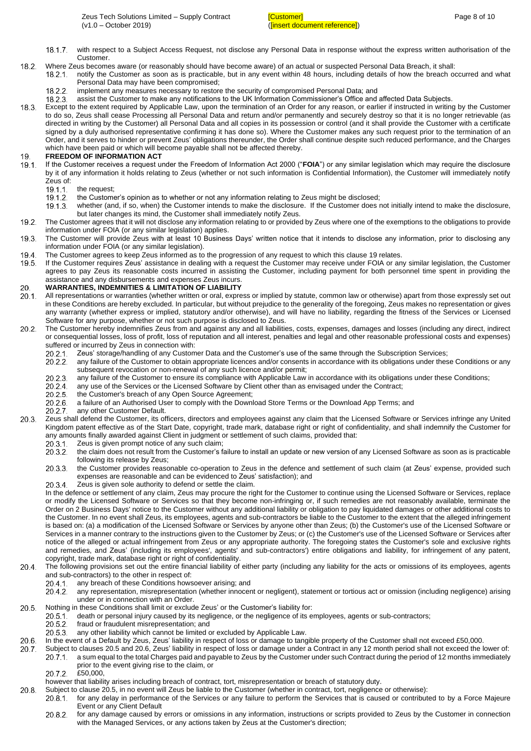18.1.7. with respect to a Subject Access Request, not disclose any Personal Data in response without the express written authorisation of the Customer.

18.2. Where Zeus becomes aware (or reasonably should have become aware) of an actual or suspected Personal Data Breach, it shall:

18.2.1. notify the Customer as soon as is practicable, but in any event within 48 hours, including details of how the breach occurred and what Personal Data may have been compromised;

18.2.2. implement any measures necessary to restore the security of compromised Personal Data; and

18.2.3. assist the Customer to make any notifications to the UK Information Commissioner's Office and affected Data Subjects.

18.3. Except to the extent required by Applicable Law, upon the termination of an Order for any reason, or earlier if instructed in writing by the Customer to do so, Zeus shall cease Processing all Personal Data and return and/or permanently and securely destroy so that it is no longer retrievable (as directed in writing by the Customer) all Personal Data and all copies in its possession or control (and it shall provide the Customer with a certificate signed by a duly authorised representative confirming it has done so). Where the Customer makes any such request prior to the termination of an Order, and it serves to hinder or prevent Zeus' obligations thereunder, the Order shall continue despite such reduced performance, and the Charges which have been paid or which will become payable shall not be affected thereby.

## 19. FREEDOM OF INFORMATION ACT

19.1. If the Customer receives a request under the Freedom of Information Act 2000 ("**FOIA**") or any similar legislation which may require the disclosure by it of any information it holds relating to Zeus (whether or not such information is Confidential Information), the Customer will immediately notify Zeus of:

19.1.1. the request;

19.1.2. the Customer's opinion as to whether or not any information relating to Zeus might be disclosed;

19.1.3. whether (and, if so, when) the Customer intends to make the disclosure. If the Customer does not initially intend to make the disclosure, but later changes its mind, the Customer shall immediately notify Zeus.

19.2. The Customer agrees that it will not disclose any information relating to or provided by Zeus where one of the exemptions to the obligations to provide information under FOIA (or any similar legislation) applies.

19.3. The Customer will provide Zeus with at least 10 Business Days' written notice that it intends to disclose any information, prior to disclosing any information under FOIA (or any similar legislation).

19.4. The Customer agrees to keep Zeus informed as to the progression of any request to which this clause 19 relates.

19.5. If the Customer requires Zeus' assistance in dealing with a request the Customer may receive under FOIA or any similar legislation, the Customer agrees to pay Zeus its reasonable costs incurred in assisting the Customer, including payment for both personnel time spent in providing the assistance and any disbursements and expenses Zeus incurs.

## 20. WARRANTIES, INDEMNITIES & LIMITATION OF LIABILITY

20.1. All representations or warranties (whether written or oral, express or implied by statute, common law or otherwise) apart from those expressly set out in these Conditions are hereby excluded. In particular, but without prejudice to the generality of the foregoing, Zeus makes no representation or gives any warranty (whether express or implied, statutory and/or otherwise), and will have no liability, regarding the fitness of the Services or Licensed Software for any purpose, whether or not such purpose is disclosed to Zeus.

20.2. The Customer hereby indemnifies Zeus from and against any and all liabilities, costs, expenses, damages and losses (including any direct, indirect or consequential losses, loss of profit, loss of reputation and all interest, penalties and legal and other reasonable professional costs and expenses) suffered or incurred by Zeus in connection with:

20.2.1. Zeus' storage/handling of any Customer Data and the Customer's use of the same through the Subscription Services;

20.2.2. any failure of the Customer to obtain appropriate licences and/or consents in accordance with its obligations under these Conditions or any subsequent revocation or non-renewal of any such licence and/or permit;

20.2.3. any failure of the Customer to ensure its compliance with Applicable Law in accordance with its obligations under these Conditions;

20.2.4. any use of the Services or the Licensed Software by Client other than as envisaged under the Contract;

20.2.5. the Customer's breach of any Open Source Agreement;

20.2.6. a failure of an Authorised User to comply with the Download Store Terms or the Download App Terms; and

20.2.7. any other Customer Default.

20.3. Zeus shall defend the Customer, its officers, directors and employees against any claim that the Licensed Software or Services infringe any United Kingdom patent effective as of the Start Date, copyright, trade mark, database right or right of confidentiality, and shall indemnify the Customer for any amounts finally awarded against Client in judgment or settlement of such claims, provided that:

20.3.1. Zeus is given prompt notice of any such claim;

20.3.2. the claim does not result from the Customer's failure to install an update or new version of any Licensed Software as soon as is practicable following its release by Zeus;

20.3.3. the Customer provides reasonable co-operation to Zeus in the defence and settlement of such claim (at Zeus' expense, provided such expenses are reasonable and can be evidenced to Zeus' satisfaction); and

20.3.4. Zeus is given sole authority to defend or settle the claim.

In the defence or settlement of any claim, Zeus may procure the right for the Customer to continue using the Licensed Software or Services, replace or modify the Licensed Software or Services so that they become non-infringing or, if such remedies are not reasonably available, terminate the Order on 2 Business Days' notice to the Customer without any additional liability or obligation to pay liquidated damages or other additional costs to the Customer. In no event shall Zeus, its employees, agents and sub-contractors be liable to the Customer to the extent that the alleged infringement is based on: (a) a modification of the Licensed Software or Services by anyone other than Zeus; (b) the Customer's use of the Licensed Software or Services in a manner contrary to the instructions given to the Customer by Zeus; or (c) the Customer's use of the Licensed Software or Services after notice of the alleged or actual infringement from Zeus or any appropriate authority. The foregoing states the Customer's sole and exclusive rights and remedies, and Zeus' (including its employees', agents' and sub-contractors') entire obligations and liability, for infringement of any patent, copyright, trade mark, database right or right of confidentiality.

20.4. The following provisions set out the entire financial liability of either party (including any liability for the acts or omissions of its employees, agents and sub-contractors) to the other in respect of:

20.4.1. any breach of these Conditions howsoever arising; and

20.4.2. any representation, misrepresentation (whether innocent or negligent), statement or tortious act or omission (including negligence) arising under or in connection with an Order.

20.5. Nothing in these Conditions shall limit or exclude Zeus' or the Customer's liability for:

20.5.1. death or personal injury caused by its negligence, or the negligence of its employees, agents or sub-contractors;

20.5.2. fraud or fraudulent misrepresentation; and

20.5.3. any other liability which cannot be limited or excluded by Applicable Law.

20.6. In the event of a Default by Zeus, Zeus' liability in respect of loss or damage to tangible property of the Customer shall not exceed £50,000.

20.7. Subject to clauses 20.5 and 20.6, Zeus' liability in respect of loss or damage under a Contract in any 12 month period shall not exceed the lower of:

20.7.1. a sum equal to the total Charges paid and payable to Zeus by the Customer under such Contract during the period of 12 months immediately prior to the event giving rise to the claim, or

20.7.2. £50,000,

however that liability arises including breach of contract, tort, misrepresentation or breach of statutory duty.

20.8. Subject to clause 20.5, in no event will Zeus be liable to the Customer (whether in contract, tort, negligence or otherwise):

20.8.1. for any delay in performance of the Services or any failure to perform the Services that is caused or contributed to by a Force Majeure Event or any Client Default

20.8.2. for any damage caused by errors or omissions in any information, instructions or scripts provided to Zeus by the Customer in connection with the Managed Services, or any actions taken by Zeus at the Customer's direction;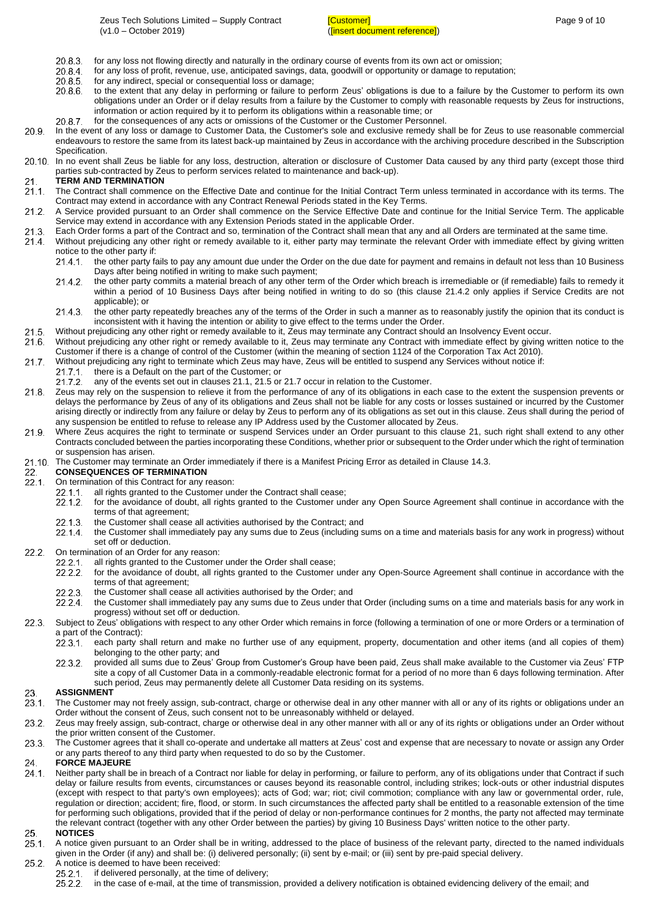20.8.3. for any loss not flowing directly and naturally in the ordinary course of events from its own act or omission;

20.8.4. for any loss of profit, revenue, use, anticipated savings, data, goodwill or opportunity or damage to reputation;

20.8.5. for any indirect, special or consequential loss or damage;

20.8.6. to the extent that any delay in performing or failure to perform Zeus' obligations is due to a failure by the Customer to perform its own obligations under an Order or if delay results from a failure by the Customer to comply with reasonable requests by Zeus for instructions, information or action required by it to perform its obligations within a reasonable time; or

20.8.7. for the consequences of any acts or omissions of the Customer or the Customer Personnel.

20.9. In the event of any loss or damage to Customer Data, the Customer's sole and exclusive remedy shall be for Zeus to use reasonable commercial endeavours to restore the same from its latest back-up maintained by Zeus in accordance with the archiving procedure described in the Subscription Specification.

20.10. In no event shall Zeus be liable for any loss, destruction, alteration or disclosure of Customer Data caused by any third party (except those third parties sub-contracted by Zeus to perform services related to maintenance and back-up).

## 21. TERM AND TERMINATION

21.1. The Contract shall commence on the Effective Date and continue for the Initial Contract Term unless terminated in accordance with its terms. The Contract may extend in accordance with any Contract Renewal Periods stated in the Key Terms.

21.2. A Service provided pursuant to an Order shall commence on the Service Effective Date and continue for the Initial Service Term. The applicable Service may extend in accordance with any Extension Periods stated in the applicable Order.

21.3. Each Order forms a part of the Contract and so, termination of the Contract shall mean that any and all Orders are terminated at the same time.

21.4. Without prejudicing any other right or remedy available to it, either party may terminate the relevant Order with immediate effect by giving written notice to the other party if:

21.4.1. the other party fails to pay any amount due under the Order on the due date for payment and remains in default not less than 10 Business Days after being notified in writing to make such payment;

21.4.2. the other party commits a material breach of any other term of the Order which breach is irremediable or (if remediable) fails to remedy it within a period of 10 Business Days after being notified in writing to do so (this clause 21.4.2 only applies if Service Credits are not applicable); or

21.4.3. the other party repeatedly breaches any of the terms of the Order in such a manner as to reasonably justify the opinion that its conduct is inconsistent with it having the intention or ability to give effect to the terms under the Order.

21.5. Without prejudicing any other right or remedy available to it, Zeus may terminate any Contract should an Insolvency Event occur.

21.6. Without prejudicing any other right or remedy available to it, Zeus may terminate any Contract with immediate effect by giving written notice to the Customer if there is a change of control of the Customer (within the meaning of section 1124 of the Corporation Tax Act 2010).

21.7. Without prejudicing any right to terminate which Zeus may have, Zeus will be entitled to suspend any Services without notice if:

21.7.1. there is a Default on the part of the Customer; or

21.7.2. any of the events set out in clauses 21.1, 21.5 or 21.7 occur in relation to the Customer.

21.8. Zeus may rely on the suspension to relieve it from the performance of any of its obligations in each case to the extent the suspension prevents or delays the performance by Zeus of any of its obligations and Zeus shall not be liable for any costs or losses sustained or incurred by the Customer arising directly or indirectly from any failure or delay by Zeus to perform any of its obligations as set out in this clause. Zeus shall during the period of any suspension be entitled to refuse to release any IP Address used by the Customer allocated by Zeus.

21.9. Where Zeus acquires the right to terminate or suspend Services under an Order pursuant to this clause 21, such right shall extend to any other Contracts concluded between the parties incorporating these Conditions, whether prior or subsequent to the Order under which the right of termination or suspension has arisen.

21.10. The Customer may terminate an Order immediately if there is a Manifest Pricing Error as detailed in Clause 14.3.

## 22. CONSEQUENCES OF TERMINATION

22.1. On termination of this Contract for any reason:

22.1.1. all rights granted to the Customer under the Contract shall cease;

22.1.2. for the avoidance of doubt, all rights granted to the Customer under any Open Source Agreement shall continue in accordance with the terms of that agreement;

22.1.3. the Customer shall cease all activities authorised by the Contract; and

22.1.4. the Customer shall immediately pay any sums due to Zeus (including sums on a time and materials basis for any work in progress) without set off or deduction.

22.2. On termination of an Order for any reason:

22.2.1. all rights granted to the Customer under the Order shall cease;

22.2.2. for the avoidance of doubt, all rights granted to the Customer under any Open-Source Agreement shall continue in accordance with the terms of that agreement;

22.2.3. the Customer shall cease all activities authorised by the Order; and

22.2.4. the Customer shall immediately pay any sums due to Zeus under that Order (including sums on a time and materials basis for any work in progress) without set off or deduction.

22.3. Subject to Zeus' obligations with respect to any other Order which remains in force (following a termination of one or more Orders or a termination of a part of the Contract):

22.3.1. each party shall return and make no further use of any equipment, property, documentation and other items (and all copies of them) belonging to the other party; and

22.3.2. provided all sums due to Zeus' Group from Customer's Group have been paid, Zeus shall make available to the Customer via Zeus' FTP site a copy of all Customer Data in a commonly-readable electronic format for a period of no more than 6 days following termination. After such period, Zeus may permanently delete all Customer Data residing on its systems.

## 23. ASSIGNMENT

23.1. The Customer may not freely assign, sub-contract, charge or otherwise deal in any other manner with all or any of its rights or obligations under an Order without the consent of Zeus, such consent not to be unreasonably withheld or delayed.

23.2. Zeus may freely assign, sub-contract, charge or otherwise deal in any other manner with all or any of its rights or obligations under an Order without the prior written consent of the Customer.

23.3. The Customer agrees that it shall co-operate and undertake all matters at Zeus' cost and expense that are necessary to novate or assign any Order or any parts thereof to any third party when requested to do so by the Customer.

## 24. FORCE MAJEURE

24.1. Neither party shall be in breach of a Contract nor liable for delay in performing, or failure to perform, any of its obligations under that Contract if such delay or failure results from events, circumstances or causes beyond its reasonable control, including strikes; lock-outs or other industrial disputes (except with respect to that party's own employees); acts of God; war; riot; civil commotion; compliance with any law or governmental order, rule, regulation or direction; accident; fire, flood, or storm. In such circumstances the affected party shall be entitled to a reasonable extension of the time for performing such obligations, provided that if the period of delay or non-performance continues for 2 months, the party not affected may terminate the relevant contract (together with any other Order between the parties) by giving 10 Business Days' written notice to the other party.

## 25. NOTICES

25.1. A notice given pursuant to an Order shall be in writing, addressed to the place of business of the relevant party, directed to the named individuals given in the Order (if any) and shall be: (i) delivered personally; (ii) sent by e-mail; or (iii) sent by pre-paid special delivery.

25.2. A notice is deemed to have been received:

25.2.1. if delivered personally, at the time of delivery;

25.2.2. in the case of e-mail, at the time of transmission, provided a delivery notification is obtained evidencing delivery of the email; and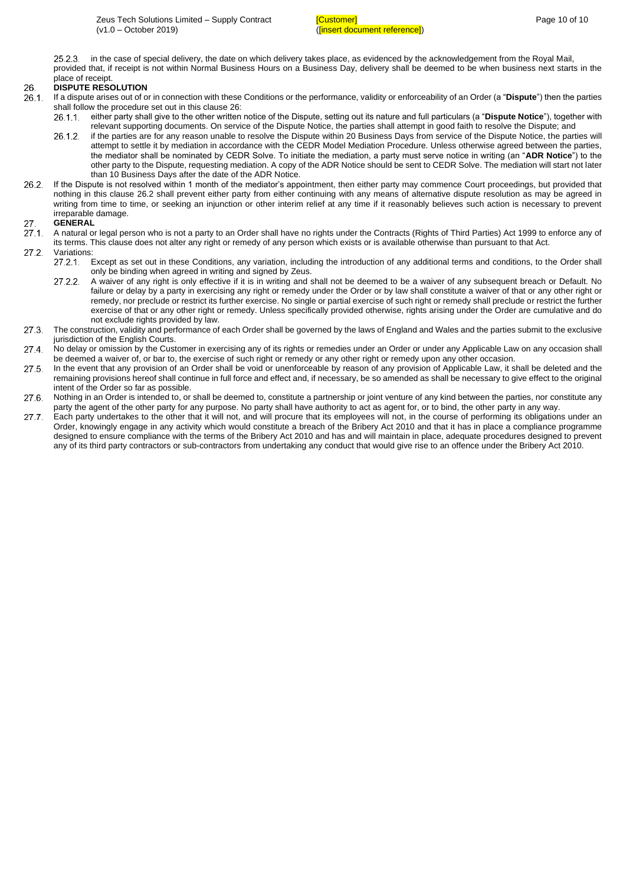25.2.3. in the case of special delivery, the date on which delivery takes place, as evidenced by the acknowledgement from the Royal Mail,

provided that, if receipt is not within Normal Business Hours on a Business Day, delivery shall be deemed to be when business next starts in the place of receipt.

## 26. DISPUTE RESOLUTION

26.1. If a dispute arises out of or in connection with these Conditions or the performance, validity or enforceability of an Order (a "**Dispute**") then the parties shall follow the procedure set out in this clause 26:

26.1.1. either party shall give to the other written notice of the Dispute, setting out its nature and full particulars (a "**Dispute Notice**"), together with relevant supporting documents. On service of the Dispute Notice, the parties shall attempt in good faith to resolve the Dispute; and

26.1.2. if the parties are for any reason unable to resolve the Dispute within 20 Business Days from service of the Dispute Notice, the parties will attempt to settle it by mediation in accordance with the CEDR Model Mediation Procedure. Unless otherwise agreed between the parties, the mediator shall be nominated by CEDR Solve. To initiate the mediation, a party must serve notice in writing (an "**ADR Notice**") to the other party to the Dispute, requesting mediation. A copy of the ADR Notice should be sent to CEDR Solve. The mediation will start not later than 10 Business Days after the date of the ADR Notice.

26.2. If the Dispute is not resolved within 1 month of the mediator's appointment, then either party may commence Court proceedings, but provided that nothing in this clause 26.2 shall prevent either party from either continuing with any means of alternative dispute resolution as may be agreed in writing from time to time, or seeking an injunction or other interim relief at any time if it reasonably believes such action is necessary to prevent irreparable damage.

## 27. GENERAL

27.1. A natural or legal person who is not a party to an Order shall have no rights under the Contracts (Rights of Third Parties) Act 1999 to enforce any of its terms. This clause does not alter any right or remedy of any person which exists or is available otherwise than pursuant to that Act.

27.2. Variations:

27.2.1. Except as set out in these Conditions, any variation, including the introduction of any additional terms and conditions, to the Order shall only be binding when agreed in writing and signed by Zeus.

27.2.2. A waiver of any right is only effective if it is in writing and shall not be deemed to be a waiver of any subsequent breach or Default. No failure or delay by a party in exercising any right or remedy under the Order or by law shall constitute a waiver of that or any other right or remedy, nor preclude or restrict its further exercise. No single or partial exercise of such right or remedy shall preclude or restrict the further exercise of that or any other right or remedy. Unless specifically provided otherwise, rights arising under the Order are cumulative and do not exclude rights provided by law.

27.3. The construction, validity and performance of each Order shall be governed by the laws of England and Wales and the parties submit to the exclusive jurisdiction of the English Courts.

27.4. No delay or omission by the Customer in exercising any of its rights or remedies under an Order or under any Applicable Law on any occasion shall be deemed a waiver of, or bar to, the exercise of such right or remedy or any other right or remedy upon any other occasion.

27.5. In the event that any provision of an Order shall be void or unenforceable by reason of any provision of Applicable Law, it shall be deleted and the remaining provisions hereof shall continue in full force and effect and, if necessary, be so amended as shall be necessary to give effect to the original intent of the Order so far as possible.

27.6. Nothing in an Order is intended to, or shall be deemed to, constitute a partnership or joint venture of any kind between the parties, nor constitute any party the agent of the other party for any purpose. No party shall have authority to act as agent for, or to bind, the other party in any way.

27.7. Each party undertakes to the other that it will not, and will procure that its employees will not, in the course of performing its obligations under an Order, knowingly engage in any activity which would constitute a breach of the Bribery Act 2010 and that it has in place a compliance programme designed to ensure compliance with the terms of the Bribery Act 2010 and has and will maintain in place, adequate procedures designed to prevent any of its third party contractors or sub-contractors from undertaking any conduct that would give rise to an offence under the Bribery Act 2010.